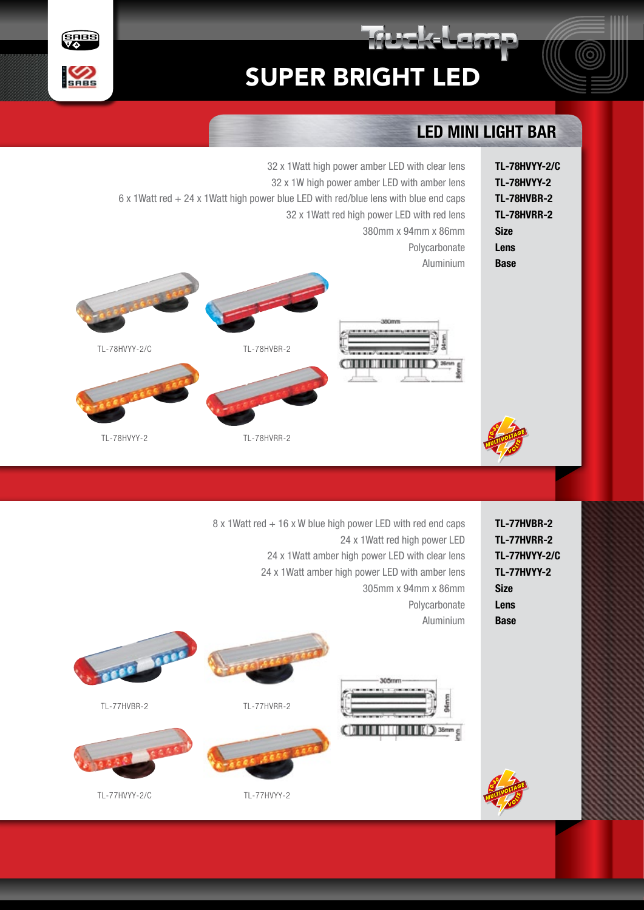# Truck-Lamp

## SUPER BRIGHT LED

### LED MINI LIGHT BAR

| Description | Model |
| --- | --- |
| 32 x 1Watt high power amber LED with clear lens | **TL-78HVYY-2/C** |
| 32 x 1W high power amber LED with amber lens | **TL-78HVYY-2** |
| 6 x 1Watt red + 24 x 1Watt high power blue LED with red/blue lens with blue end caps | **TL-78HVBR-2** |
| 32 x 1Watt red high power LED with red lens | **TL-78HVRR-2** |
| 380mm x 94mm x 86mm | **Size** |
| Polycarbonate | **Lens** |
| Aluminium | **Base** |

TL-78HVYY-2/C

TL-78HVBR-2

TL-78HVYY-2

TL-78HVRR-2

380mm 94mm 36mm 86mm

10-30 MULTIVOLTAGE VOLTS

| Description | Model |
| --- | --- |
| 8 x 1Watt red + 16 x W blue high power LED with red end caps | **TL-77HVBR-2** |
| 24 x 1Watt red high power LED | **TL-77HVRR-2** |
| 24 x 1Watt amber high power LED with clear lens | **TL-77HVYY-2/C** |
| 24 x 1Watt amber high power LED with amber lens | **TL-77HVYY-2** |
| 305mm x 94mm x 86mm | **Size** |
| Polycarbonate | **Lens** |
| Aluminium | **Base** |

TL-77HVBR-2

TL-77HVRR-2

TL-77HVYY-2/C

TL-77HVYY-2

305mm 94mm 36mm

10-30 MULTIVOLTAGE VOLTS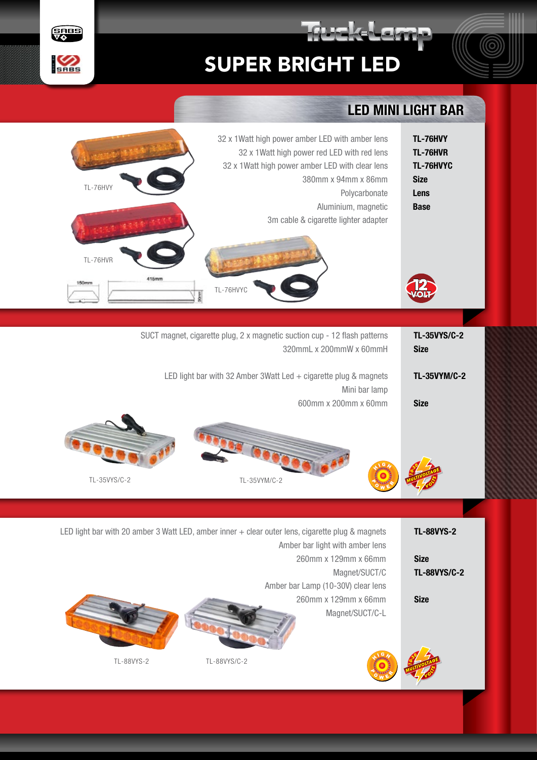# Truck-Lamp

## SUPER BRIGHT LED

### LED MINI LIGHT BAR

| | |
|---|---|
| 32 x 1Watt high power amber LED with amber lens | **TL-76HVY** |
| 32 x 1Watt high power red LED with red lens | **TL-76HVR** |
| 32 x 1Watt high power amber LED with clear lens | **TL-76HVYC** |
| 380mm x 94mm x 86mm | **Size** |
| Polycarbonate | **Lens** |
| Aluminium, magnetic | **Base** |
| 3m cable & cigarette lighter adapter | |

TL-76HVY

TL-76HVR

TL-76HVYC

150mm

415mm

30mm

12 VOLT

| | |
|---|---|
| SUCT magnet, cigarette plug, 2 x magnetic suction cup - 12 flash patterns | **TL-35VYS/C-2** |
| 320mmL x 200mmW x 60mmH | **Size** |
| LED light bar with 32 Amber 3Watt Led + cigarette plug & magnets | **TL-35VYM/C-2** |
| Mini bar lamp | |
| 600mm x 200mm x 60mm | **Size** |

TL-35VYS/C-2

TL-35VYM/C-2

HIGH POWER

10-30 MULTIVOLTAGE VOLTS

| | |
|---|---|
| LED light bar with 20 amber 3 Watt LED, amber inner + clear outer lens, cigarette plug & magnets | **TL-88VYS-2** |
| Amber bar light with amber lens | |
| 260mm x 129mm x 66mm | **Size** |
| Magnet/SUCT/C | **TL-88VYS/C-2** |
| Amber bar Lamp (10-30V) clear lens | |
| 260mm x 129mm x 66mm | **Size** |
| Magnet/SUCT/C-L | |

TL-88VYS-2

TL-88VYS/C-2

HIGH POWER

10-30 MULTIVOLTAGE VOLTS